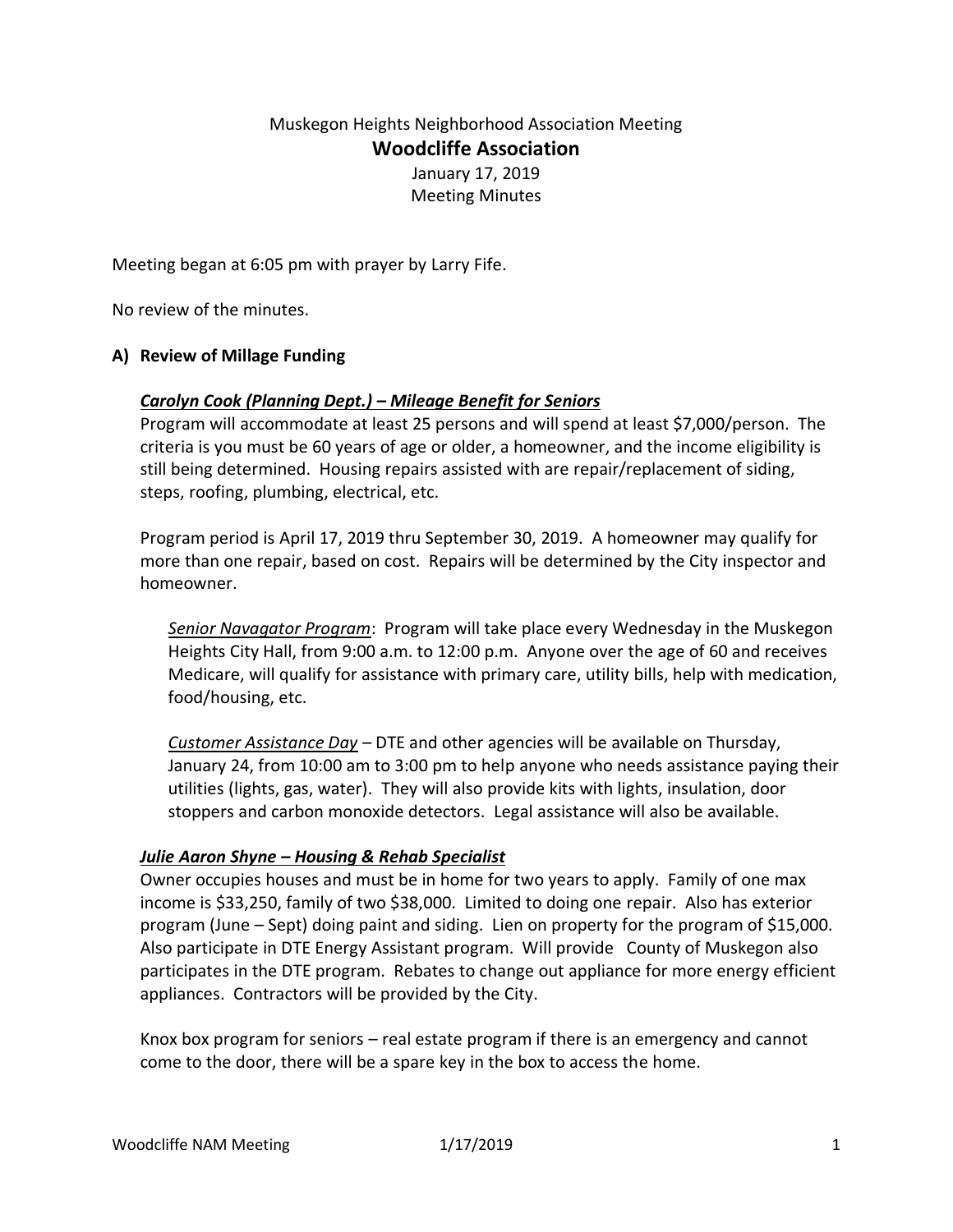Muskegon Heights Neighborhood Association Meeting

# Woodcliffe Association

January 17, 2019

Meeting Minutes

Meeting began at 6:05 pm with prayer by Larry Fife.

No review of the minutes.

## A) Review of Millage Funding

***<u>Carolyn Cook (Planning Dept.) – Mileage Benefit for Seniors</u>***

Program will accommodate at least 25 persons and will spend at least $7,000/person. The criteria is you must be 60 years of age or older, a homeowner, and the income eligibility is still being determined. Housing repairs assisted with are repair/replacement of siding, steps, roofing, plumbing, electrical, etc.

Program period is April 17, 2019 thru September 30, 2019. A homeowner may qualify for more than one repair, based on cost. Repairs will be determined by the City inspector and homeowner.

> *<u>Senior Navagator Program</u>*: Program will take place every Wednesday in the Muskegon Heights City Hall, from 9:00 a.m. to 12:00 p.m. Anyone over the age of 60 and receives Medicare, will qualify for assistance with primary care, utility bills, help with medication, food/housing, etc.
>
> *<u>Customer Assistance Day</u>* – DTE and other agencies will be available on Thursday, January 24, from 10:00 am to 3:00 pm to help anyone who needs assistance paying their utilities (lights, gas, water). They will also provide kits with lights, insulation, door stoppers and carbon monoxide detectors. Legal assistance will also be available.

***<u>Julie Aaron Shyne – Housing & Rehab Specialist</u>***

Owner occupies houses and must be in home for two years to apply. Family of one max income is $33,250, family of two $38,000. Limited to doing one repair. Also has exterior program (June – Sept) doing paint and siding. Lien on property for the program of $15,000. Also participate in DTE Energy Assistant program. Will provide County of Muskegon also participates in the DTE program. Rebates to change out appliance for more energy efficient appliances. Contractors will be provided by the City.

Knox box program for seniors – real estate program if there is an emergency and cannot come to the door, there will be a spare key in the box to access the home.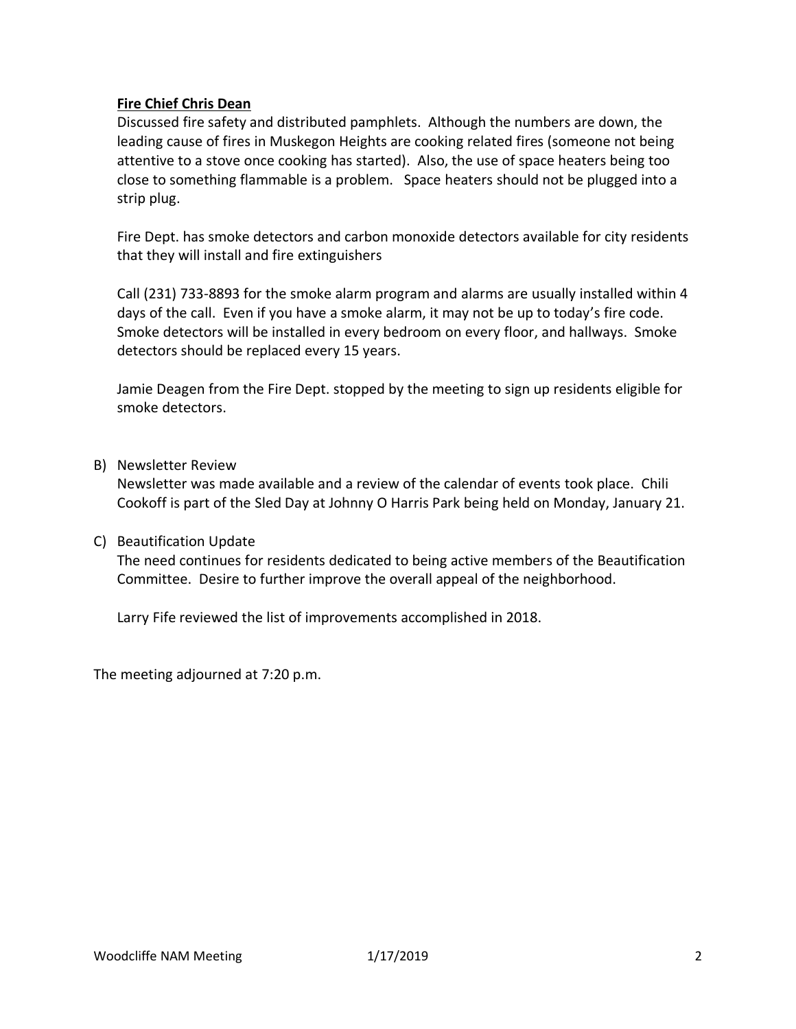**Fire Chief Chris Dean**

Discussed fire safety and distributed pamphlets. Although the numbers are down, the leading cause of fires in Muskegon Heights are cooking related fires (someone not being attentive to a stove once cooking has started). Also, the use of space heaters being too close to something flammable is a problem. Space heaters should not be plugged into a strip plug.

Fire Dept. has smoke detectors and carbon monoxide detectors available for city residents that they will install and fire extinguishers

Call (231) 733-8893 for the smoke alarm program and alarms are usually installed within 4 days of the call. Even if you have a smoke alarm, it may not be up to today's fire code. Smoke detectors will be installed in every bedroom on every floor, and hallways. Smoke detectors should be replaced every 15 years.

Jamie Deagen from the Fire Dept. stopped by the meeting to sign up residents eligible for smoke detectors.

B) Newsletter Review

Newsletter was made available and a review of the calendar of events took place. Chili Cookoff is part of the Sled Day at Johnny O Harris Park being held on Monday, January 21.

C) Beautification Update

The need continues for residents dedicated to being active members of the Beautification Committee. Desire to further improve the overall appeal of the neighborhood.

Larry Fife reviewed the list of improvements accomplished in 2018.

The meeting adjourned at 7:20 p.m.